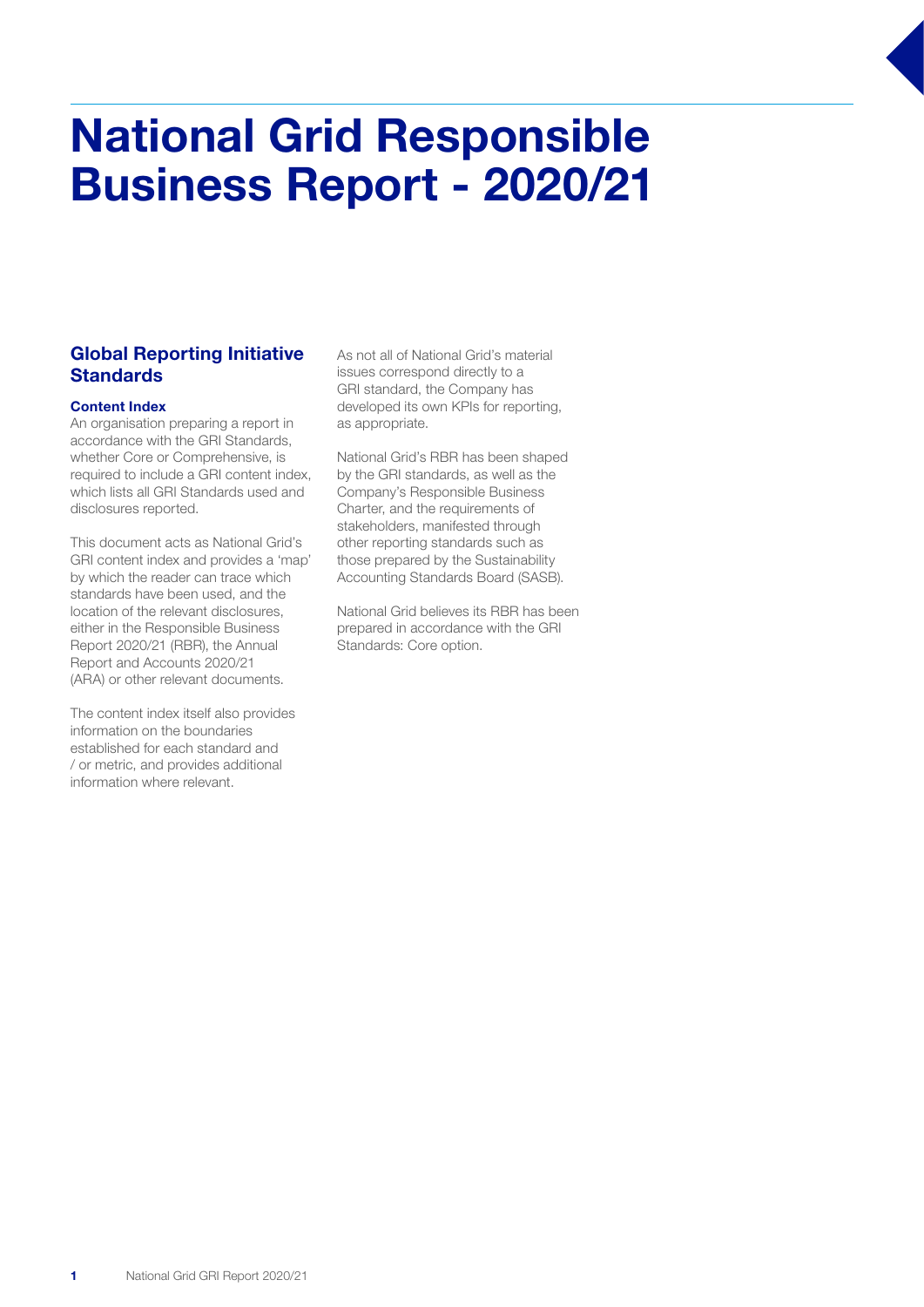# National Grid Responsible Business Report - 2020/21

## Global Reporting Initiative Standards

### Content Index

An organisation preparing a report in accordance with the GRI Standards, whether Core or Comprehensive, is required to include a GRI content index, which lists all GRI Standards used and disclosures reported.

This document acts as National Grid's GRI content index and provides a 'map' by which the reader can trace which standards have been used, and the location of the relevant disclosures, either in the Responsible Business Report 2020/21 (RBR), the Annual Report and Accounts 2020/21 (ARA) or other relevant documents.

The content index itself also provides information on the boundaries established for each standard and / or metric, and provides additional information where relevant.

As not all of National Grid's material issues correspond directly to a GRI standard, the Company has developed its own KPIs for reporting, as appropriate.

National Grid's RBR has been shaped by the GRI standards, as well as the Company's Responsible Business Charter, and the requirements of stakeholders, manifested through other reporting standards such as those prepared by the Sustainability Accounting Standards Board (SASB).

National Grid believes its RBR has been prepared in accordance with the GRI Standards: Core option.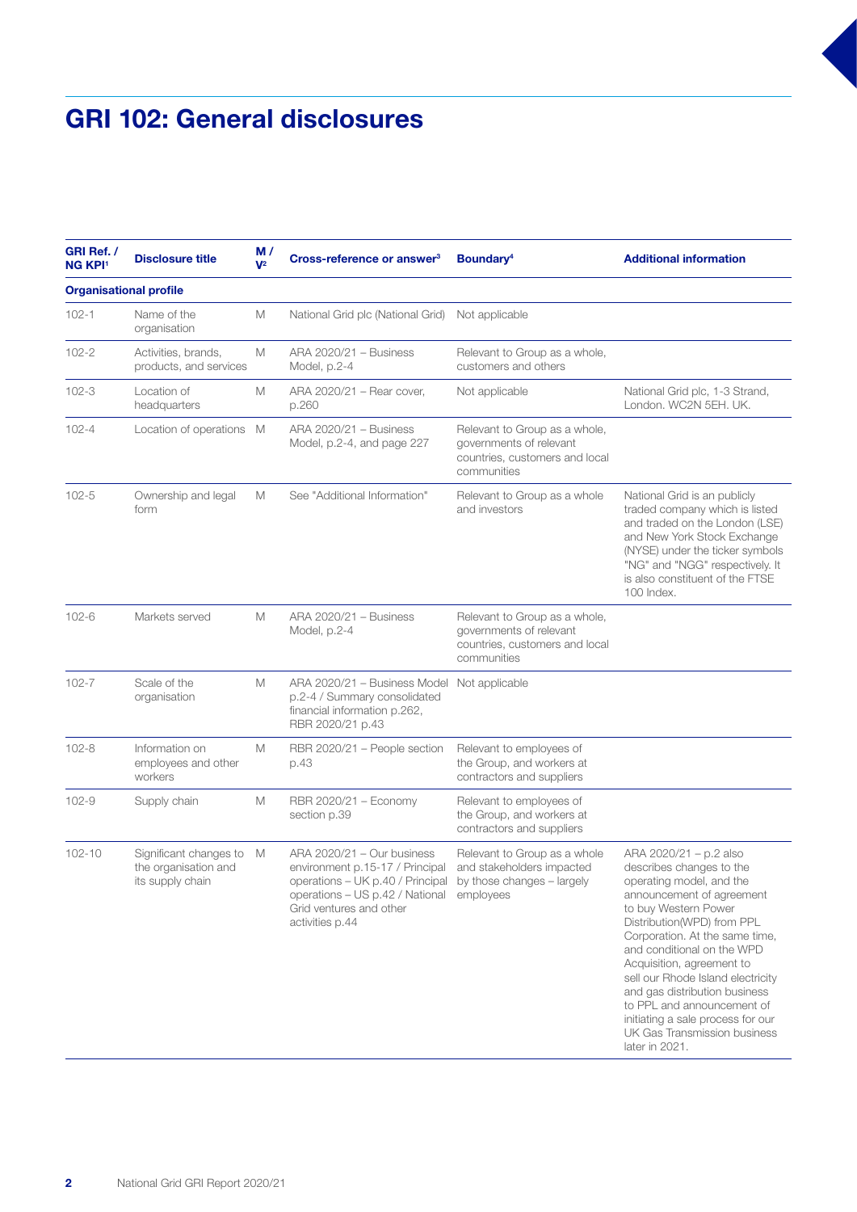# GRI 102: General disclosures

| GRI Ref. / NG KPI[1] | Disclosure title | M / V[2] | Cross-reference or answer[3] | Boundary[4] | Additional information |
|---|---|---|---|---|---|
| **Organisational profile** | | | | | |
| 102-1 | Name of the organisation | M | National Grid plc (National Grid) | Not applicable | |
| 102-2 | Activities, brands, products, and services | M | ARA 2020/21 – Business Model, p.2-4 | Relevant to Group as a whole, customers and others | |
| 102-3 | Location of headquarters | M | ARA 2020/21 – Rear cover, p.260 | Not applicable | National Grid plc, 1-3 Strand, London. WC2N 5EH. UK. |
| 102-4 | Location of operations | M | ARA 2020/21 – Business Model, p.2-4, and page 227 | Relevant to Group as a whole, governments of relevant countries, customers and local communities | |
| 102-5 | Ownership and legal form | M | See "Additional Information" | Relevant to Group as a whole and investors | National Grid is an publicly traded company which is listed and traded on the London (LSE) and New York Stock Exchange (NYSE) under the ticker symbols "NG" and "NGG" respectively. It is also constituent of the FTSE 100 Index. |
| 102-6 | Markets served | M | ARA 2020/21 – Business Model, p.2-4 | Relevant to Group as a whole, governments of relevant countries, customers and local communities | |
| 102-7 | Scale of the organisation | M | ARA 2020/21 – Business Model p.2-4 / Summary consolidated financial information p.262, RBR 2020/21 p.43 | Not applicable | |
| 102-8 | Information on employees and other workers | M | RBR 2020/21 – People section p.43 | Relevant to employees of the Group, and workers at contractors and suppliers | |
| 102-9 | Supply chain | M | RBR 2020/21 – Economy section p.39 | Relevant to employees of the Group, and workers at contractors and suppliers | |
| 102-10 | Significant changes to the organisation and its supply chain | M | ARA 2020/21 – Our business environment p.15-17 / Principal operations – UK p.40 / Principal operations – US p.42 / National Grid ventures and other activities p.44 | Relevant to Group as a whole and stakeholders impacted by those changes – largely employees | ARA 2020/21 – p.2 also describes changes to the operating model, and the announcement of agreement to buy Western Power Distribution(WPD) from PPL Corporation. At the same time, and conditional on the WPD Acquisition, agreement to sell our Rhode Island electricity and gas distribution business to PPL and announcement of initiating a sale process for our UK Gas Transmission business later in 2021. |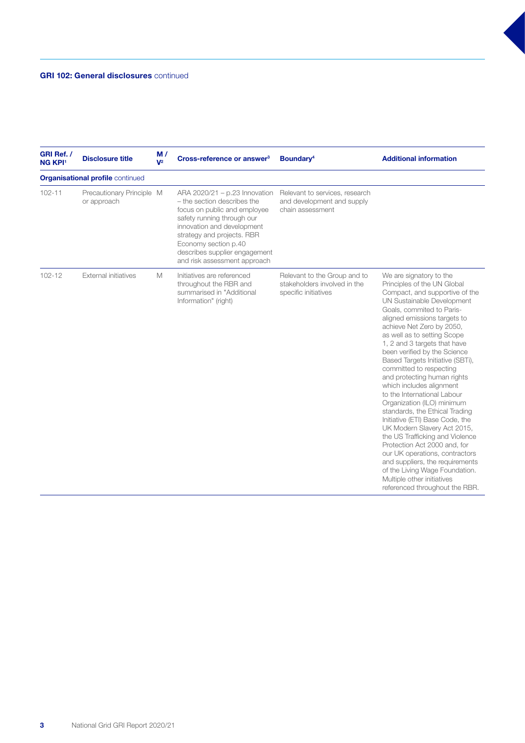**GRI 102: General disclosures** continued

| GRI Ref. / NG KPI[1] | Disclosure title | M / V[2] | Cross-reference or answer[3] | Boundary[4] | Additional information |
|---|---|---|---|---|---|
| **Organisational profile** continued | | | | | |
| 102-11 | Precautionary Principle or approach | M | ARA 2020/21 – p.23 Innovation – the section describes the focus on public and employee safety running through our innovation and development strategy and projects. RBR Economy section p.40 describes supplier engagement and risk assessment approach | Relevant to services, research and development and supply chain assessment | |
| 102-12 | External initiatives | M | Initiatives are referenced throughout the RBR and summarised in "Additional Information" (right) | Relevant to the Group and to stakeholders involved in the specific initiatives | We are signatory to the Principles of the UN Global Compact, and supportive of the UN Sustainable Development Goals, commited to Paris-aligned emissions targets to achieve Net Zero by 2050, as well as to setting Scope 1, 2 and 3 targets that have been verified by the Science Based Targets Initiative (SBTi), committed to respecting and protecting human rights which includes alignment to the International Labour Organization (ILO) minimum standards, the Ethical Trading Initiative (ETI) Base Code, the UK Modern Slavery Act 2015, the US Trafficking and Violence Protection Act 2000 and, for our UK operations, contractors and suppliers, the requirements of the Living Wage Foundation. Multiple other initiatives referenced throughout the RBR. |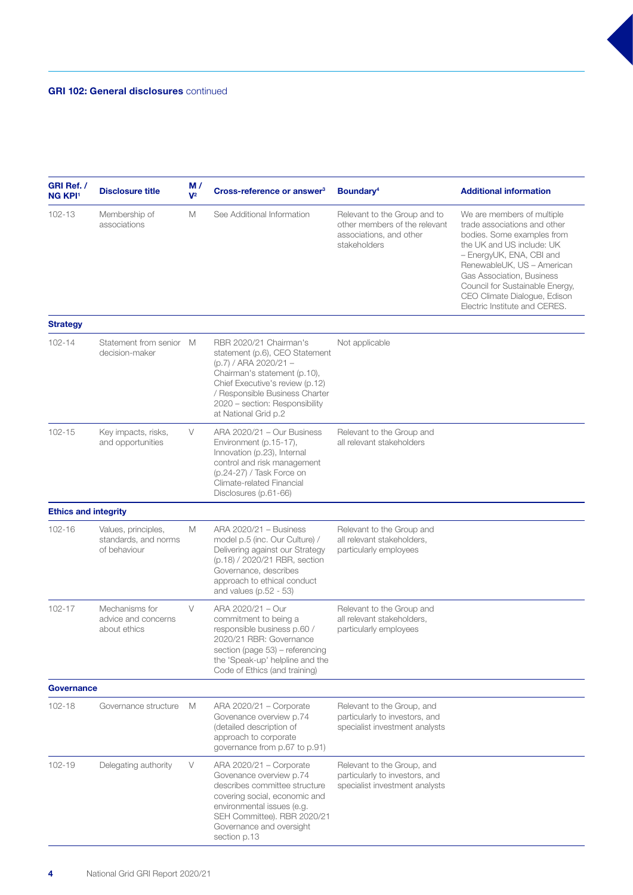**GRI 102: General disclosures** continued

| GRI Ref. / NG KPI[1] | Disclosure title | M / V[2] | Cross-reference or answer[3] | Boundary[4] | Additional information |
|---|---|---|---|---|---|
| 102-13 | Membership of associations | M | See Additional Information | Relevant to the Group and to other members of the relevant associations, and other stakeholders | We are members of multiple trade associations and other bodies. Some examples from the UK and US include: UK – EnergyUK, ENA, CBI and RenewableUK, US – American Gas Association, Business Council for Sustainable Energy, CEO Climate Dialogue, Edison Electric Institute and CERES. |
| **Strategy** | | | | | |
| 102-14 | Statement from senior decision-maker | M | RBR 2020/21 Chairman's statement (p.6), CEO Statement (p.7) / ARA 2020/21 – Chairman's statement (p.10), Chief Executive's review (p.12) / Responsible Business Charter 2020 – section: Responsibility at National Grid p.2 | Not applicable | |
| 102-15 | Key impacts, risks, and opportunities | V | ARA 2020/21 – Our Business Environment (p.15-17), Innovation (p.23), Internal control and risk management (p.24-27) / Task Force on Climate-related Financial Disclosures (p.61-66) | Relevant to the Group and all relevant stakeholders | |
| **Ethics and integrity** | | | | | |
| 102-16 | Values, principles, standards, and norms of behaviour | M | ARA 2020/21 – Business model p.5 (inc. Our Culture) / Delivering against our Strategy (p.18) / 2020/21 RBR, section Governance, describes approach to ethical conduct and values (p.52 - 53) | Relevant to the Group and all relevant stakeholders, particularly employees | |
| 102-17 | Mechanisms for advice and concerns about ethics | V | ARA 2020/21 – Our commitment to being a responsible business p.60 / 2020/21 RBR: Governance section (page 53) – referencing the 'Speak-up' helpline and the Code of Ethics (and training) | Relevant to the Group and all relevant stakeholders, particularly employees | |
| **Governance** | | | | | |
| 102-18 | Governance structure | M | ARA 2020/21 – Corporate Govenance overview p.74 (detailed description of approach to corporate governance from p.67 to p.91) | Relevant to the Group, and particularly to investors, and specialist investment analysts | |
| 102-19 | Delegating authority | V | ARA 2020/21 – Corporate Govenance overview p.74 describes committee structure covering social, economic and environmental issues (e.g. SEH Committee). RBR 2020/21 Governance and oversight section p.13 | Relevant to the Group, and particularly to investors, and specialist investment analysts | |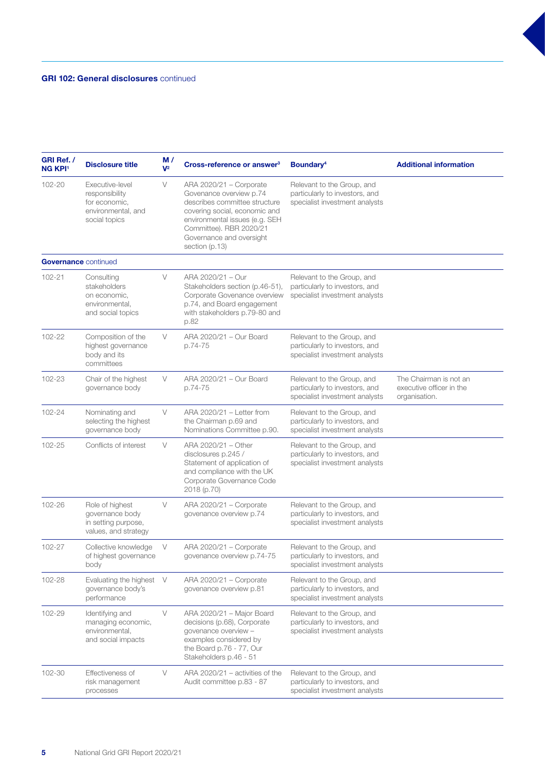**GRI 102: General disclosures** continued

| GRI Ref. / NG KPI[1] | Disclosure title | M / V[2] | Cross-reference or answer[3] | Boundary[4] | Additional information |
|---|---|---|---|---|---|
| 102-20 | Executive-level responsibility for economic, environmental, and social topics | V | ARA 2020/21 – Corporate Governance overview p.74 describes committee structure covering social, economic and environmental issues (e.g. SEH Committee). RBR 2020/21 Governance and oversight section (p.13) | Relevant to the Group, and particularly to investors, and specialist investment analysts | |
| **Governance** continued | | | | | |
| 102-21 | Consulting stakeholders on economic, environmental, and social topics | V | ARA 2020/21 – Our Stakeholders section (p.46-51), Corporate Govenance overview p.74, and Board engagement with stakeholders p.79-80 and p.82 | Relevant to the Group, and particularly to investors, and specialist investment analysts | |
| 102-22 | Composition of the highest governance body and its committees | V | ARA 2020/21 – Our Board p.74-75 | Relevant to the Group, and particularly to investors, and specialist investment analysts | |
| 102-23 | Chair of the highest governance body | V | ARA 2020/21 – Our Board p.74-75 | Relevant to the Group, and particularly to investors, and specialist investment analysts | The Chairman is not an executive officer in the organisation. |
| 102-24 | Nominating and selecting the highest governance body | V | ARA 2020/21 – Letter from the Chairman p.69 and Nominations Committee p.90. | Relevant to the Group, and particularly to investors, and specialist investment analysts | |
| 102-25 | Conflicts of interest | V | ARA 2020/21 – Other disclosures p.245 / Statement of application of and compliance with the UK Corporate Governance Code 2018 (p.70) | Relevant to the Group, and particularly to investors, and specialist investment analysts | |
| 102-26 | Role of highest governance body in setting purpose, values, and strategy | V | ARA 2020/21 – Corporate govenance overview p.74 | Relevant to the Group, and particularly to investors, and specialist investment analysts | |
| 102-27 | Collective knowledge of highest governance body | V | ARA 2020/21 – Corporate govenance overview p.74-75 | Relevant to the Group, and particularly to investors, and specialist investment analysts | |
| 102-28 | Evaluating the highest governance body's performance | V | ARA 2020/21 – Corporate govenance overview p.81 | Relevant to the Group, and particularly to investors, and specialist investment analysts | |
| 102-29 | Identifying and managing economic, environmental, and social impacts | V | ARA 2020/21 – Major Board decisions (p.68), Corporate govenance overview – examples considered by the Board p.76 - 77, Our Stakeholders p.46 - 51 | Relevant to the Group, and particularly to investors, and specialist investment analysts | |
| 102-30 | Effectiveness of risk management processes | V | ARA 2020/21 – activities of the Audit committee p.83 - 87 | Relevant to the Group, and particularly to investors, and specialist investment analysts | |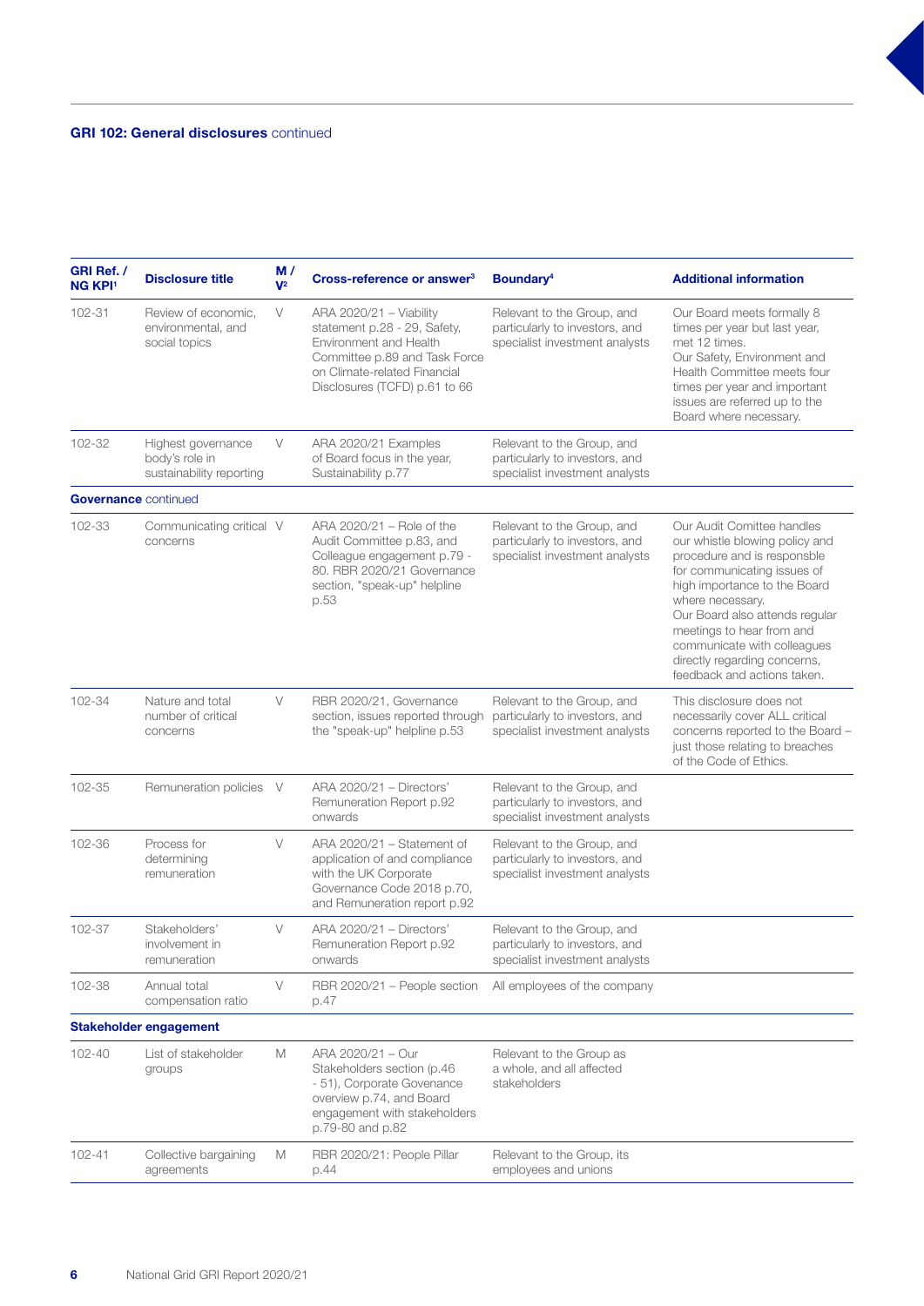## GRI 102: General disclosures continued

| GRI Ref. / NG KPI[1] | Disclosure title | M / V[2] | Cross-reference or answer[3] | Boundary[4] | Additional information |
|---|---|---|---|---|---|
| 102-31 | Review of economic, environmental, and social topics | V | ARA 2020/21 – Viability statement p.28 - 29, Safety, Environment and Health Committee p.89 and Task Force on Climate-related Financial Disclosures (TCFD) p.61 to 66 | Relevant to the Group, and particularly to investors, and specialist investment analysts | Our Board meets formally 8 times per year but last year, met 12 times. Our Safety, Environment and Health Committee meets four times per year and important issues are referred up to the Board where necessary. |
| 102-32 | Highest governance body's role in sustainability reporting | V | ARA 2020/21 Examples of Board focus in the year, Sustainability p.77 | Relevant to the Group, and particularly to investors, and specialist investment analysts | |
| **Governance** continued | | | | | |
| 102-33 | Communicating critical concerns | V | ARA 2020/21 – Role of the Audit Committee p.83, and Colleague engagement p.79 - 80. RBR 2020/21 Governance section, "speak-up" helpline p.53 | Relevant to the Group, and particularly to investors, and specialist investment analysts | Our Audit Comittee handles our whistle blowing policy and procedure and is responsble for communicating issues of high importance to the Board where necessary. Our Board also attends regular meetings to hear from and communicate with colleagues directly regarding concerns, feedback and actions taken. |
| 102-34 | Nature and total number of critical concerns | V | RBR 2020/21, Governance section, issues reported through the "speak-up" helpline p.53 | Relevant to the Group, and particularly to investors, and specialist investment analysts | This disclosure does not necessarily cover ALL critical concerns reported to the Board – just those relating to breaches of the Code of Ethics. |
| 102-35 | Remuneration policies | V | ARA 2020/21 – Directors' Remuneration Report p.92 onwards | Relevant to the Group, and particularly to investors, and specialist investment analysts | |
| 102-36 | Process for determining remuneration | V | ARA 2020/21 – Statement of application of and compliance with the UK Corporate Governance Code 2018 p.70, and Remuneration report p.92 | Relevant to the Group, and particularly to investors, and specialist investment analysts | |
| 102-37 | Stakeholders' involvement in remuneration | V | ARA 2020/21 – Directors' Remuneration Report p.92 onwards | Relevant to the Group, and particularly to investors, and specialist investment analysts | |
| 102-38 | Annual total compensation ratio | V | RBR 2020/21 – People section p.47 | All employees of the company | |
| **Stakeholder engagement** | | | | | |
| 102-40 | List of stakeholder groups | M | ARA 2020/21 – Our Stakeholders section (p.46 - 51), Corporate Govenance overview p.74, and Board engagement with stakeholders p.79-80 and p.82 | Relevant to the Group as a whole, and all affected stakeholders | |
| 102-41 | Collective bargaining agreements | M | RBR 2020/21: People Pillar p.44 | Relevant to the Group, its employees and unions | |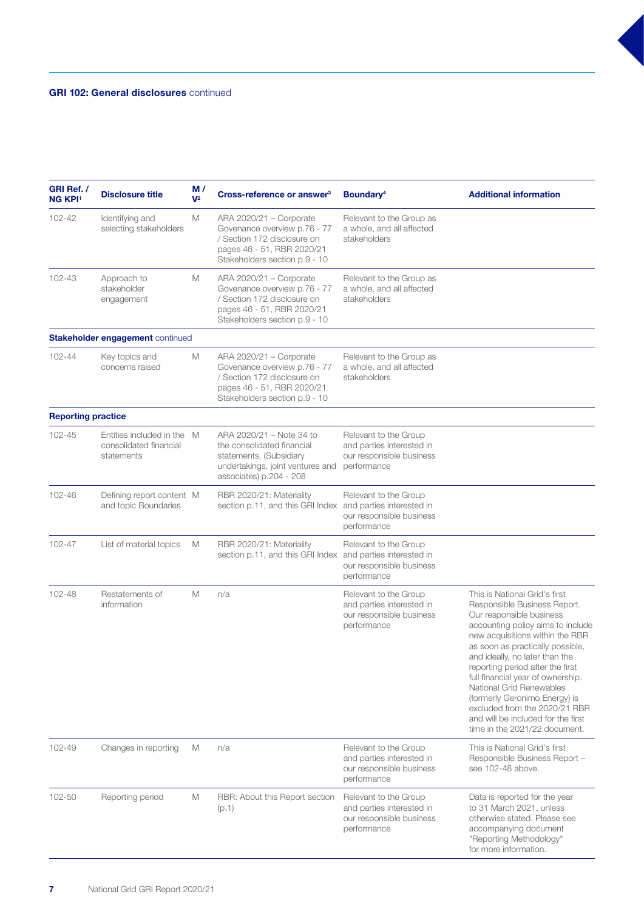**GRI 102: General disclosures** continued

| GRI Ref. / NG KPI[1] | Disclosure title | M / V[2] | Cross-reference or answer[3] | Boundary[4] | Additional information |
|---|---|---|---|---|---|
| 102-42 | Identifying and selecting stakeholders | M | ARA 2020/21 – Corporate Governance overview p.76 - 77 / Section 172 disclosure on pages 46 - 51, RBR 2020/21 Stakeholders section p.9 - 10 | Relevant to the Group as a whole, and all affected stakeholders | |
| 102-43 | Approach to stakeholder engagement | M | ARA 2020/21 – Corporate Governance overview p.76 - 77 / Section 172 disclosure on pages 46 - 51, RBR 2020/21 Stakeholders section p.9 - 10 | Relevant to the Group as a whole, and all affected stakeholders | |
| **Stakeholder engagement** continued | | | | | |
| 102-44 | Key topics and concerns raised | M | ARA 2020/21 – Corporate Governance overview p.76 - 77 / Section 172 disclosure on pages 46 - 51, RBR 2020/21 Stakeholders section p.9 - 10 | Relevant to the Group as a whole, and all affected stakeholders | |
| **Reporting practice** | | | | | |
| 102-45 | Entities included in the consolidated financial statements | M | ARA 2020/21 – Note 34 to the consolidated financial statements, (Subsidiary undertakings, joint ventures and associates) p.204 - 208 | Relevant to the Group and parties interested in our responsible business performance | |
| 102-46 | Defining report content and topic Boundaries | M | RBR 2020/21: Materiality section p.11, and this GRI Index | Relevant to the Group and parties interested in our responsible business performance | |
| 102-47 | List of material topics | M | RBR 2020/21: Materiality section p.11, and this GRI Index | Relevant to the Group and parties interested in our responsible business performance | |
| 102-48 | Restatements of information | M | n/a | Relevant to the Group and parties interested in our responsible business performance | This is National Grid's first Responsible Business Report. Our responsible business accounting policy aims to include new acquisitions within the RBR as soon as practically possible, and ideally, no later than the reporting period after the first full financial year of ownership. National Grid Renewables (formerly Geronimo Energy) is excluded from the 2020/21 RBR and will be included for the first time in the 2021/22 document. |
| 102-49 | Changes in reporting | M | n/a | Relevant to the Group and parties interested in our responsible business performance | This is National Grid's first Responsible Business Report – see 102-48 above. |
| 102-50 | Reporting period | M | RBR: About this Report section (p.1) | Relevant to the Group and parties interested in our responsible business performance | Data is reported for the year to 31 March 2021, unless otherwise stated. Please see accompanying document "Reporting Methodology" for more information. |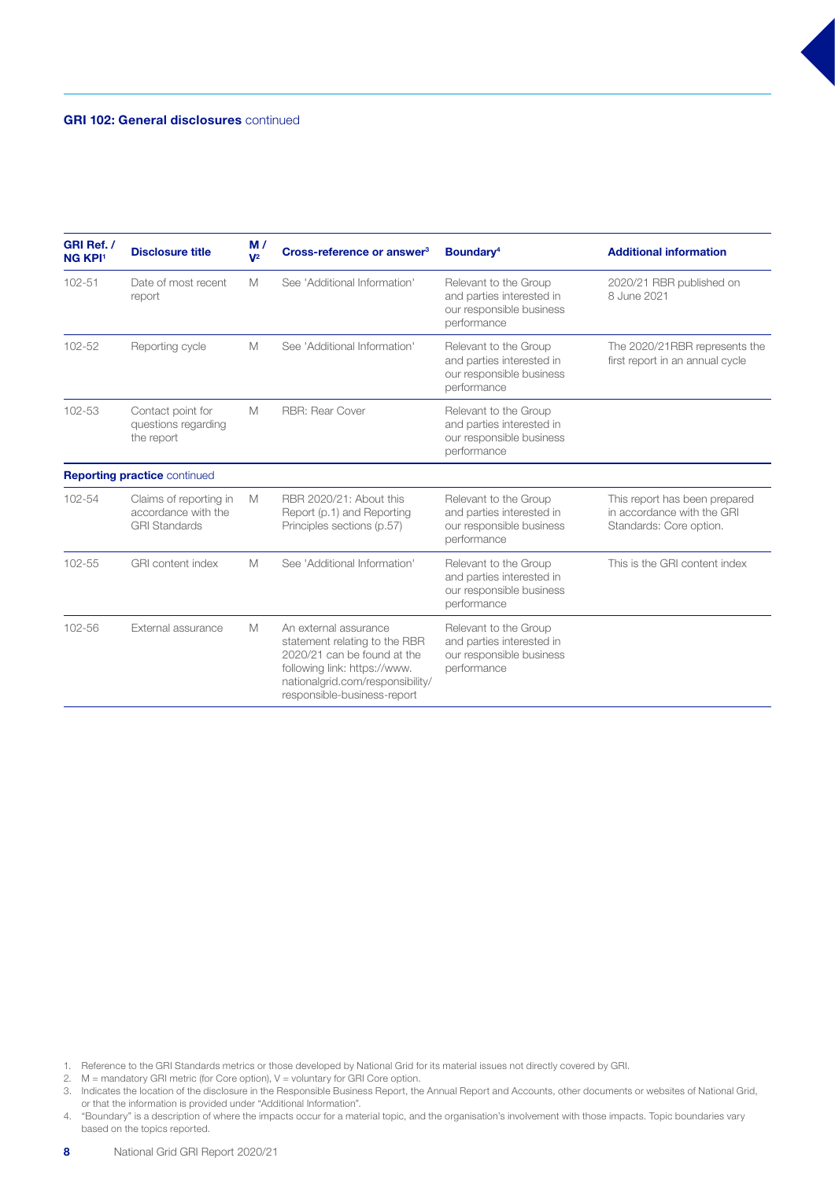**GRI 102: General disclosures** continued

| GRI Ref. / NG KPI[1] | Disclosure title | M / V[2] | Cross-reference or answer[3] | Boundary[4] | Additional information |
|---|---|---|---|---|---|
| 102-51 | Date of most recent report | M | See 'Additional Information' | Relevant to the Group and parties interested in our responsible business performance | 2020/21 RBR published on 8 June 2021 |
| 102-52 | Reporting cycle | M | See 'Additional Information' | Relevant to the Group and parties interested in our responsible business performance | The 2020/21RBR represents the first report in an annual cycle |
| 102-53 | Contact point for questions regarding the report | M | RBR: Rear Cover | Relevant to the Group and parties interested in our responsible business performance | |
| **Reporting practice** continued | | | | | |
| 102-54 | Claims of reporting in accordance with the GRI Standards | M | RBR 2020/21: About this Report (p.1) and Reporting Principles sections (p.57) | Relevant to the Group and parties interested in our responsible business performance | This report has been prepared in accordance with the GRI Standards: Core option. |
| 102-55 | GRI content index | M | See 'Additional Information' | Relevant to the Group and parties interested in our responsible business performance | This is the GRI content index |
| 102-56 | External assurance | M | An external assurance statement relating to the RBR 2020/21 can be found at the following link: https://www.nationalgrid.com/responsibility/responsible-business-report | Relevant to the Group and parties interested in our responsible business performance | |

1. Reference to the GRI Standards metrics or those developed by National Grid for its material issues not directly covered by GRI.
2. M = mandatory GRI metric (for Core option), V = voluntary for GRI Core option.
3. Indicates the location of the disclosure in the Responsible Business Report, the Annual Report and Accounts, other documents or websites of National Grid, or that the information is provided under "Additional Information".
4. "Boundary" is a description of where the impacts occur for a material topic, and the organisation's involvement with those impacts. Topic boundaries vary based on the topics reported.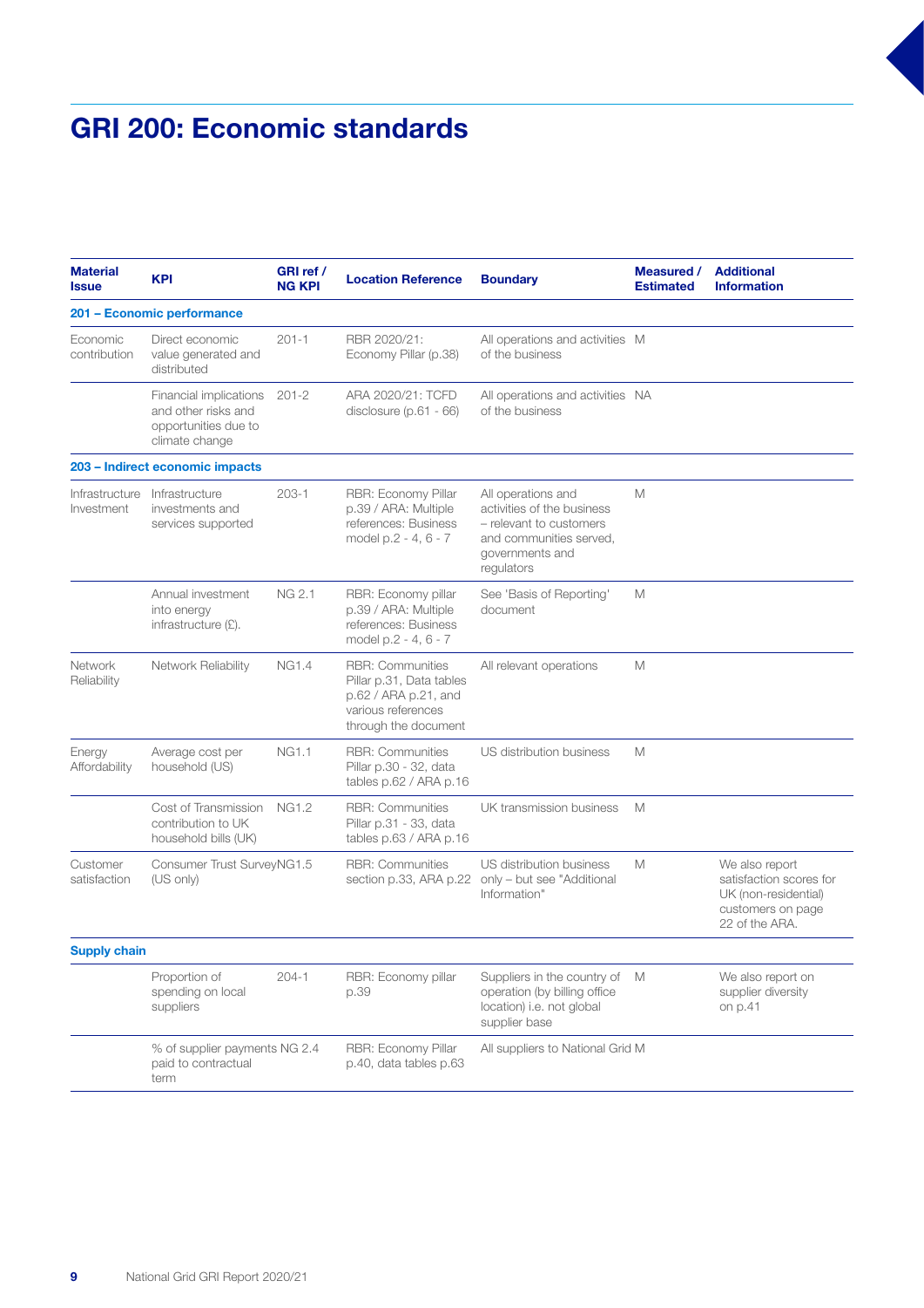# GRI 200: Economic standards

| Material Issue | KPI | GRI ref / NG KPI | Location Reference | Boundary | Measured / Estimated | Additional Information |
|---|---|---|---|---|---|---|
| **201 – Economic performance** | | | | | | |
| Economic contribution | Direct economic value generated and distributed | 201-1 | RBR 2020/21: Economy Pillar (p.38) | All operations and activities of the business | M | |
| | Financial implications and other risks and opportunities due to climate change | 201-2 | ARA 2020/21: TCFD disclosure (p.61 - 66) | All operations and activities of the business | NA | |
| **203 – Indirect economic impacts** | | | | | | |
| Infrastructure Investment | Infrastructure investments and services supported | 203-1 | RBR: Economy Pillar p.39 / ARA: Multiple references: Business model p.2 - 4, 6 - 7 | All operations and activities of the business – relevant to customers and communities served, governments and regulators | M | |
| | Annual investment into energy infrastructure (£). | NG 2.1 | RBR: Economy pillar p.39 / ARA: Multiple references: Business model p.2 - 4, 6 - 7 | See 'Basis of Reporting' document | M | |
| Network Reliability | Network Reliability | NG1.4 | RBR: Communities Pillar p.31, Data tables p.62 / ARA p.21, and various references through the document | All relevant operations | M | |
| Energy Affordability | Average cost per household (US) | NG1.1 | RBR: Communities Pillar p.30 - 32, data tables p.62 / ARA p.16 | US distribution business | M | |
| | Cost of Transmission contribution to UK household bills (UK) | NG1.2 | RBR: Communities Pillar p.31 - 33, data tables p.63 / ARA p.16 | UK transmission business | M | |
| Customer satisfaction | Consumer Trust Survey (US only) | NG1.5 | RBR: Communities section p.33, ARA p.22 | US distribution business only – but see "Additional Information" | M | We also report satisfaction scores for UK (non-residential) customers on page 22 of the ARA. |
| **Supply chain** | | | | | | |
| | Proportion of spending on local suppliers | 204-1 | RBR: Economy pillar p.39 | Suppliers in the country of operation (by billing office location) i.e. not global supplier base | M | We also report on supplier diversity on p.41 |
| | % of supplier payments paid to contractual term | NG 2.4 | RBR: Economy Pillar p.40, data tables p.63 | All suppliers to National Grid | M | |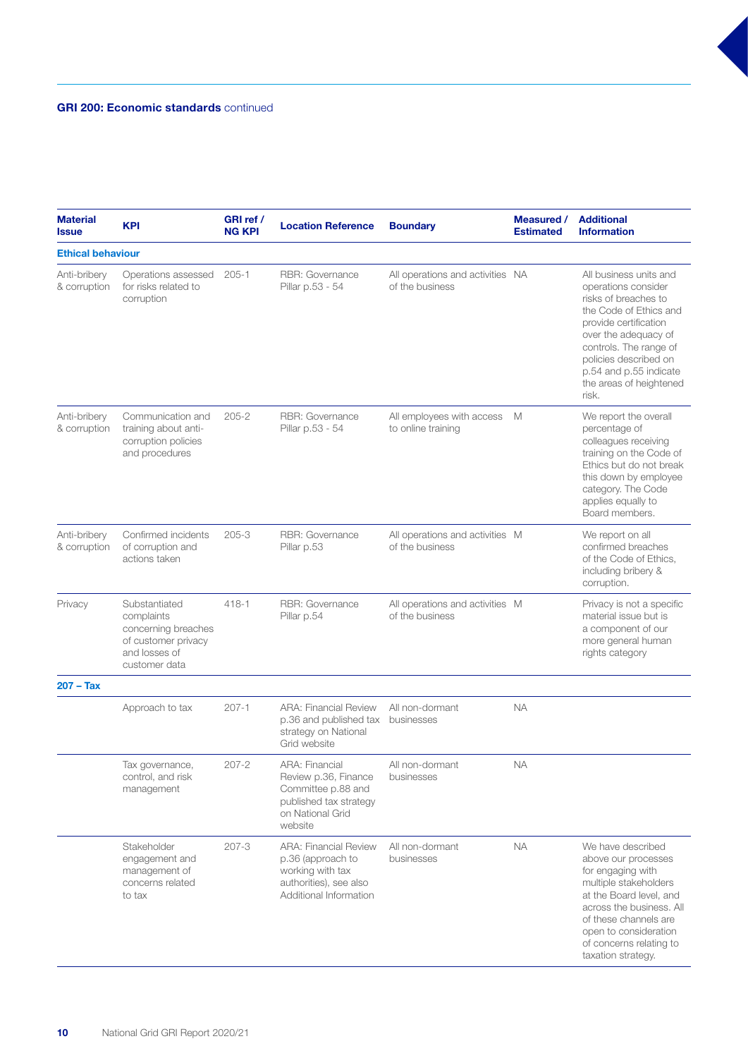**GRI 200: Economic standards** continued

| Material Issue | KPI | GRI ref / NG KPI | Location Reference | Boundary | Measured / Estimated | Additional Information |
|---|---|---|---|---|---|---|
| **Ethical behaviour** | | | | | | |
| Anti-bribery & corruption | Operations assessed for risks related to corruption | 205-1 | RBR: Governance Pillar p.53 - 54 | All operations and activities of the business | NA | All business units and operations consider risks of breaches to the Code of Ethics and provide certification over the adequacy of controls. The range of policies described on p.54 and p.55 indicate the areas of heightened risk. |
| Anti-bribery & corruption | Communication and training about anti-corruption policies and procedures | 205-2 | RBR: Governance Pillar p.53 - 54 | All employees with access to online training | M | We report the overall percentage of colleagues receiving training on the Code of Ethics but do not break this down by employee category. The Code applies equally to Board members. |
| Anti-bribery & corruption | Confirmed incidents of corruption and actions taken | 205-3 | RBR: Governance Pillar p.53 | All operations and activities of the business | M | We report on all confirmed breaches of the Code of Ethics, including bribery & corruption. |
| Privacy | Substantiated complaints concerning breaches of customer privacy and losses of customer data | 418-1 | RBR: Governance Pillar p.54 | All operations and activities of the business | M | Privacy is not a specific material issue but is a component of our more general human rights category |
| **207 – Tax** | | | | | | |
| | Approach to tax | 207-1 | ARA: Financial Review p.36 and published tax strategy on National Grid website | All non-dormant businesses | NA | |
| | Tax governance, control, and risk management | 207-2 | ARA: Financial Review p.36, Finance Committee p.88 and published tax strategy on National Grid website | All non-dormant businesses | NA | |
| | Stakeholder engagement and management of concerns related to tax | 207-3 | ARA: Financial Review p.36 (approach to working with tax authorities), see also Additional Information | All non-dormant businesses | NA | We have described above our processes for engaging with multiple stakeholders at the Board level, and across the business. All of these channels are open to consideration of concerns relating to taxation strategy. |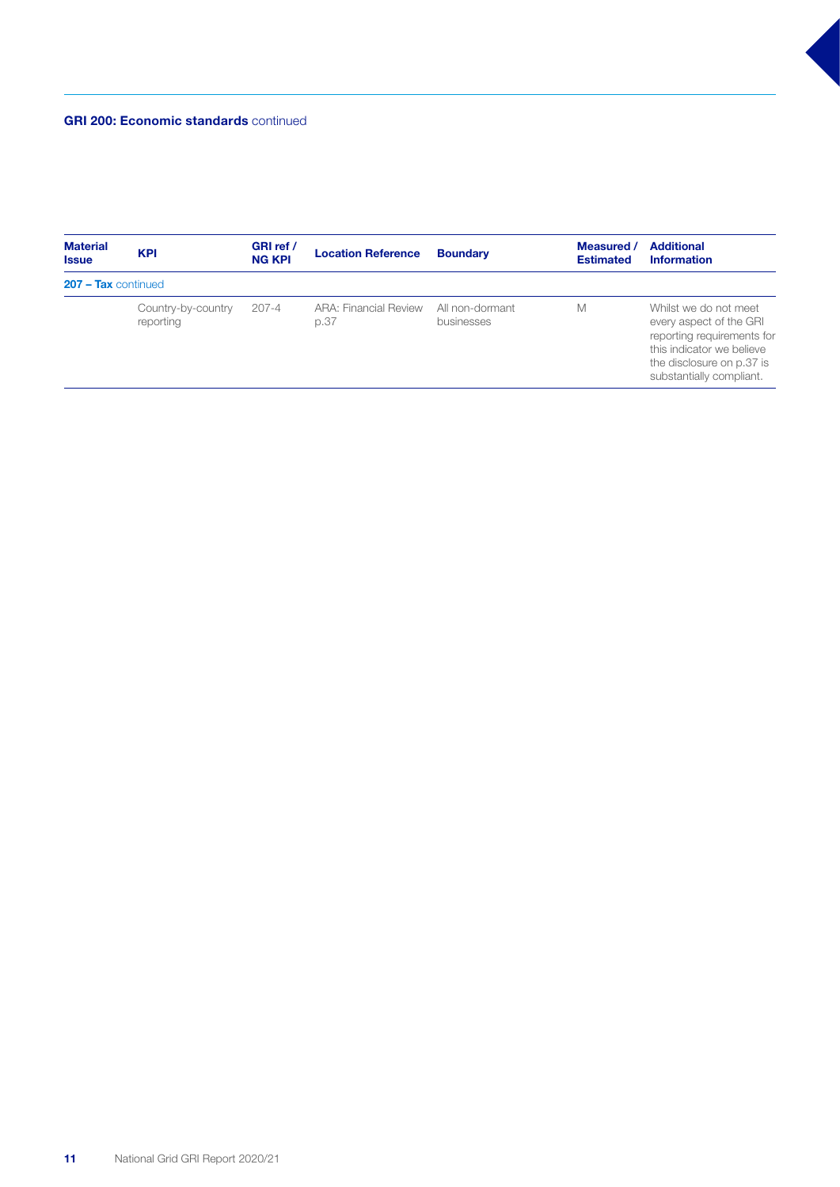**GRI 200: Economic standards** continued

| Material Issue | KPI | GRI ref / NG KPI | Location Reference | Boundary | Measured / Estimated | Additional Information |
|---|---|---|---|---|---|---|
| **207 – Tax** continued | | | | | | |
| | Country-by-country reporting | 207-4 | ARA: Financial Review p.37 | All non-dormant businesses | M | Whilst we do not meet every aspect of the GRI reporting requirements for this indicator we believe the disclosure on p.37 is substantially compliant. |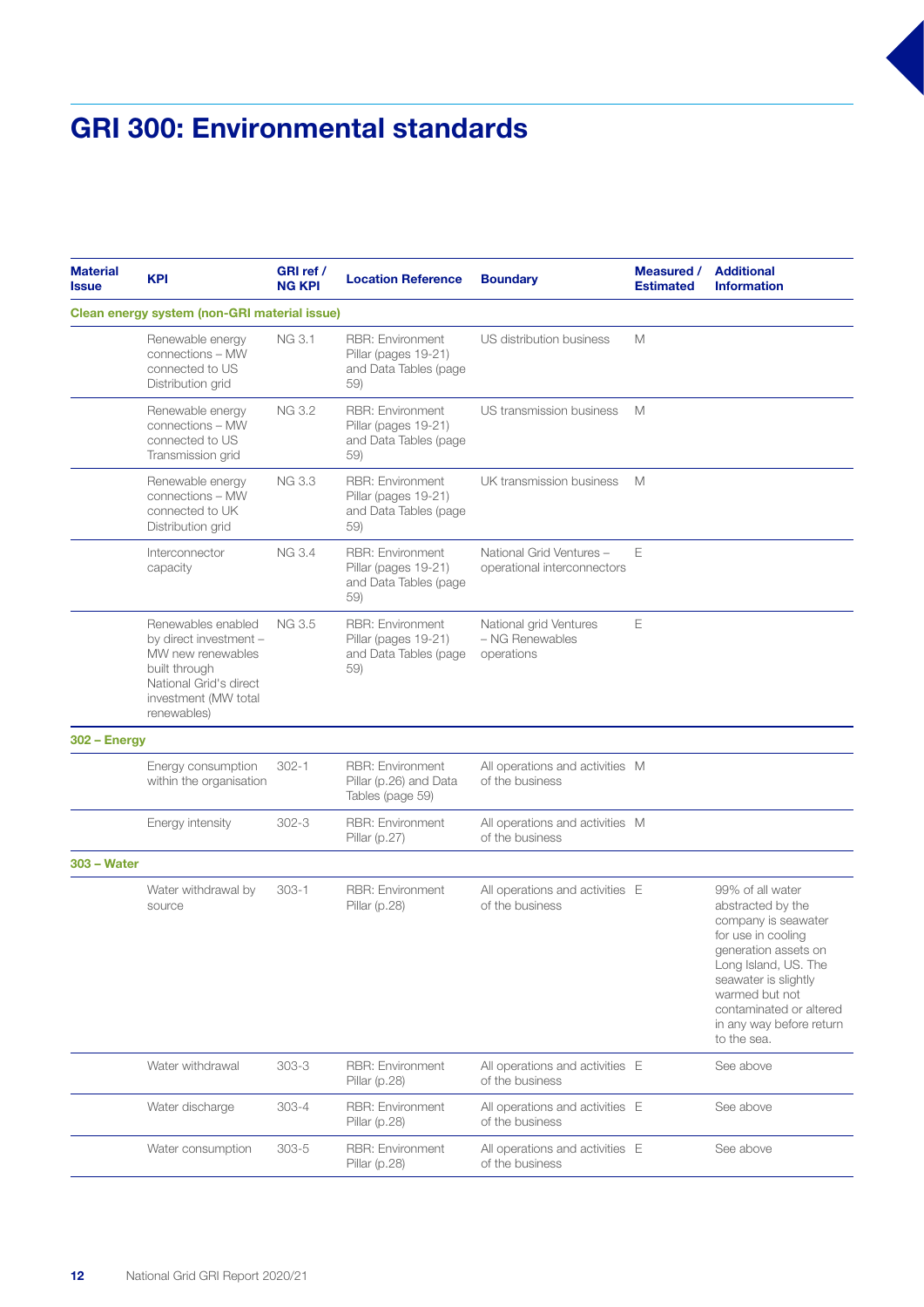# GRI 300: Environmental standards

| Material Issue | KPI | GRI ref / NG KPI | Location Reference | Boundary | Measured / Estimated | Additional Information |
|---|---|---|---|---|---|---|
| **Clean energy system (non-GRI material issue)** | | | | | | |
| | Renewable energy connections – MW connected to US Distribution grid | NG 3.1 | RBR: Environment Pillar (pages 19-21) and Data Tables (page 59) | US distribution business | M | |
| | Renewable energy connections – MW connected to US Transmission grid | NG 3.2 | RBR: Environment Pillar (pages 19-21) and Data Tables (page 59) | US transmission business | M | |
| | Renewable energy connections – MW connected to UK Distribution grid | NG 3.3 | RBR: Environment Pillar (pages 19-21) and Data Tables (page 59) | UK transmission business | M | |
| | Interconnector capacity | NG 3.4 | RBR: Environment Pillar (pages 19-21) and Data Tables (page 59) | National Grid Ventures – operational interconnectors | E | |
| | Renewables enabled by direct investment – MW new renewables built through National Grid's direct investment (MW total renewables) | NG 3.5 | RBR: Environment Pillar (pages 19-21) and Data Tables (page 59) | National grid Ventures – NG Renewables operations | E | |
| **302 – Energy** | | | | | | |
| | Energy consumption within the organisation | 302-1 | RBR: Environment Pillar (p.26) and Data Tables (page 59) | All operations and activities of the business | M | |
| | Energy intensity | 302-3 | RBR: Environment Pillar (p.27) | All operations and activities of the business | M | |
| **303 – Water** | | | | | | |
| | Water withdrawal by source | 303-1 | RBR: Environment Pillar (p.28) | All operations and activities of the business | E | 99% of all water abstracted by the company is seawater for use in cooling generation assets on Long Island, US. The seawater is slightly warmed but not contaminated or altered in any way before return to the sea. |
| | Water withdrawal | 303-3 | RBR: Environment Pillar (p.28) | All operations and activities of the business | E | See above |
| | Water discharge | 303-4 | RBR: Environment Pillar (p.28) | All operations and activities of the business | E | See above |
| | Water consumption | 303-5 | RBR: Environment Pillar (p.28) | All operations and activities of the business | E | See above |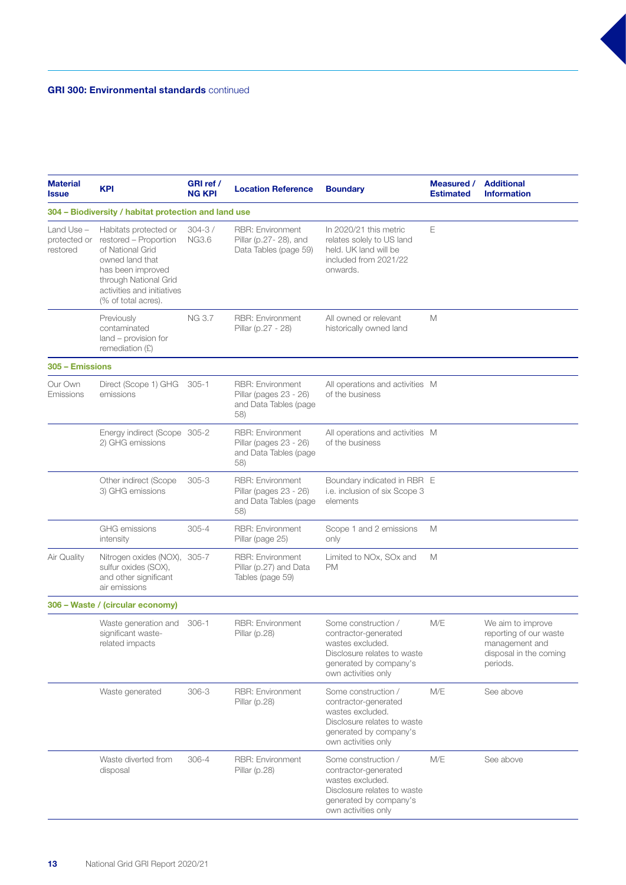**GRI 300: Environmental standards** continued

| Material Issue | KPI | GRI ref / NG KPI | Location Reference | Boundary | Measured / Estimated | Additional Information |
|---|---|---|---|---|---|---|
| **304 – Biodiversity / habitat protection and land use** | | | | | | |
| Land Use – protected or restored | Habitats protected or restored – Proportion of National Grid owned land that has been improved through National Grid activities and initiatives (% of total acres). | 304-3 / NG3.6 | RBR: Environment Pillar (p.27- 28), and Data Tables (page 59) | In 2020/21 this metric relates solely to US land held. UK land will be included from 2021/22 onwards. | E | |
| | Previously contaminated land – provision for remediation (£) | NG 3.7 | RBR: Environment Pillar (p.27 - 28) | All owned or relevant historically owned land | M | |
| **305 – Emissions** | | | | | | |
| Our Own Emissions | Direct (Scope 1) GHG emissions | 305-1 | RBR: Environment Pillar (pages 23 - 26) and Data Tables (page 58) | All operations and activities of the business | M | |
| | Energy indirect (Scope 2) GHG emissions | 305-2 | RBR: Environment Pillar (pages 23 - 26) and Data Tables (page 58) | All operations and activities of the business | M | |
| | Other indirect (Scope 3) GHG emissions | 305-3 | RBR: Environment Pillar (pages 23 - 26) and Data Tables (page 58) | Boundary indicated in RBR i.e. inclusion of six Scope 3 elements | E | |
| | GHG emissions intensity | 305-4 | RBR: Environment Pillar (page 25) | Scope 1 and 2 emissions only | M | |
| Air Quality | Nitrogen oxides (NOX), sulfur oxides (SOX), and other significant air emissions | 305-7 | RBR: Environment Pillar (p.27) and Data Tables (page 59) | Limited to NOx, SOx and PM | M | |
| **306 – Waste / (circular economy)** | | | | | | |
| | Waste generation and significant waste-related impacts | 306-1 | RBR: Environment Pillar (p.28) | Some construction / contractor-generated wastes excluded. Disclosure relates to waste generated by company's own activities only | M/E | We aim to improve reporting of our waste management and disposal in the coming periods. |
| | Waste generated | 306-3 | RBR: Environment Pillar (p.28) | Some construction / contractor-generated wastes excluded. Disclosure relates to waste generated by company's own activities only | M/E | See above |
| | Waste diverted from disposal | 306-4 | RBR: Environment Pillar (p.28) | Some construction / contractor-generated wastes excluded. Disclosure relates to waste generated by company's own activities only | M/E | See above |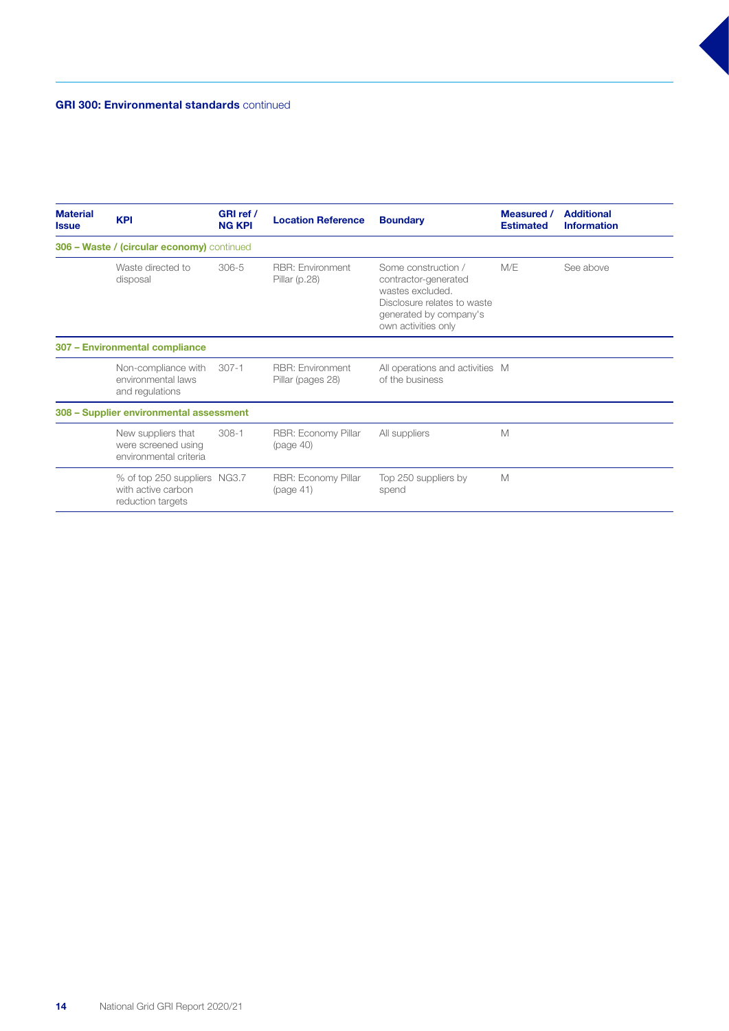**GRI 300: Environmental standards** continued

| Material Issue | KPI | GRI ref / NG KPI | Location Reference | Boundary | Measured / Estimated | Additional Information |
|---|---|---|---|---|---|---|
| **306 – Waste / (circular economy)** continued | | | | | | |
| | Waste directed to disposal | 306-5 | RBR: Environment Pillar (p.28) | Some construction / contractor-generated wastes excluded. Disclosure relates to waste generated by company's own activities only | M/E | See above |
| **307 – Environmental compliance** | | | | | | |
| | Non-compliance with environmental laws and regulations | 307-1 | RBR: Environment Pillar (pages 28) | All operations and activities of the business | M | |
| **308 – Supplier environmental assessment** | | | | | | |
| | New suppliers that were screened using environmental criteria | 308-1 | RBR: Economy Pillar (page 40) | All suppliers | M | |
| | % of top 250 suppliers with active carbon reduction targets | NG3.7 | RBR: Economy Pillar (page 41) | Top 250 suppliers by spend | M | |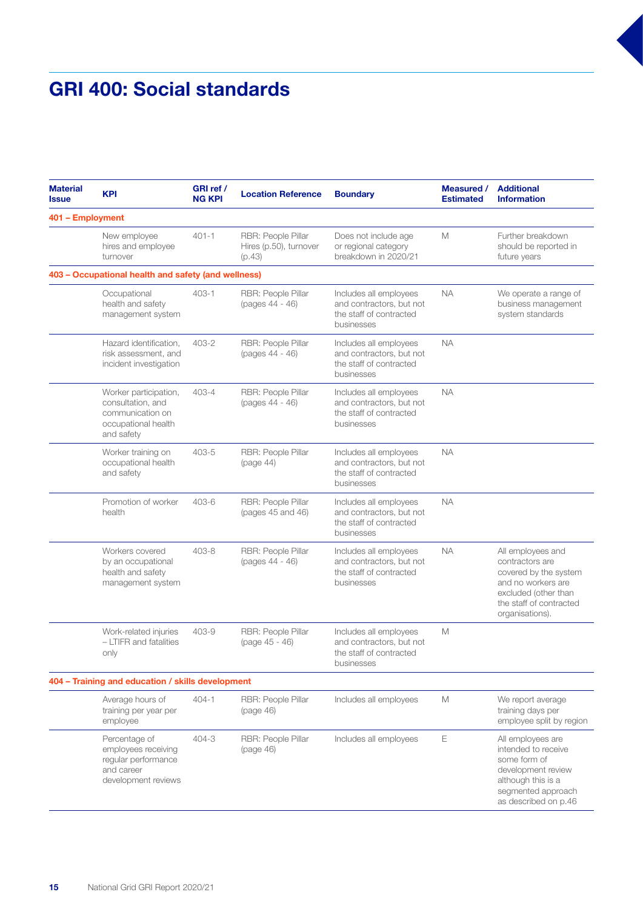# GRI 400: Social standards

| Material Issue | KPI | GRI ref / NG KPI | Location Reference | Boundary | Measured / Estimated | Additional Information |
|---|---|---|---|---|---|---|
| **401 – Employment** | | | | | | |
| | New employee hires and employee turnover | 401-1 | RBR: People Pillar Hires (p.50), turnover (p.43) | Does not include age or regional category breakdown in 2020/21 | M | Further breakdown should be reported in future years |
| **403 – Occupational health and safety (and wellness)** | | | | | | |
| | Occupational health and safety management system | 403-1 | RBR: People Pillar (pages 44 - 46) | Includes all employees and contractors, but not the staff of contracted businesses | NA | We operate a range of business management system standards |
| | Hazard identification, risk assessment, and incident investigation | 403-2 | RBR: People Pillar (pages 44 - 46) | Includes all employees and contractors, but not the staff of contracted businesses | NA | |
| | Worker participation, consultation, and communication on occupational health and safety | 403-4 | RBR: People Pillar (pages 44 - 46) | Includes all employees and contractors, but not the staff of contracted businesses | NA | |
| | Worker training on occupational health and safety | 403-5 | RBR: People Pillar (page 44) | Includes all employees and contractors, but not the staff of contracted businesses | NA | |
| | Promotion of worker health | 403-6 | RBR: People Pillar (pages 45 and 46) | Includes all employees and contractors, but not the staff of contracted businesses | NA | |
| | Workers covered by an occupational health and safety management system | 403-8 | RBR: People Pillar (pages 44 - 46) | Includes all employees and contractors, but not the staff of contracted businesses | NA | All employees and contractors are covered by the system and no workers are excluded (other than the staff of contracted organisations). |
| | Work-related injuries – LTIFR and fatalities only | 403-9 | RBR: People Pillar (page 45 - 46) | Includes all employees and contractors, but not the staff of contracted businesses | M | |
| **404 – Training and education / skills development** | | | | | | |
| | Average hours of training per year per employee | 404-1 | RBR: People Pillar (page 46) | Includes all employees | M | We report average training days per employee split by region |
| | Percentage of employees receiving regular performance and career development reviews | 404-3 | RBR: People Pillar (page 46) | Includes all employees | E | All employees are intended to receive some form of development review although this is a segmented approach as described on p.46 |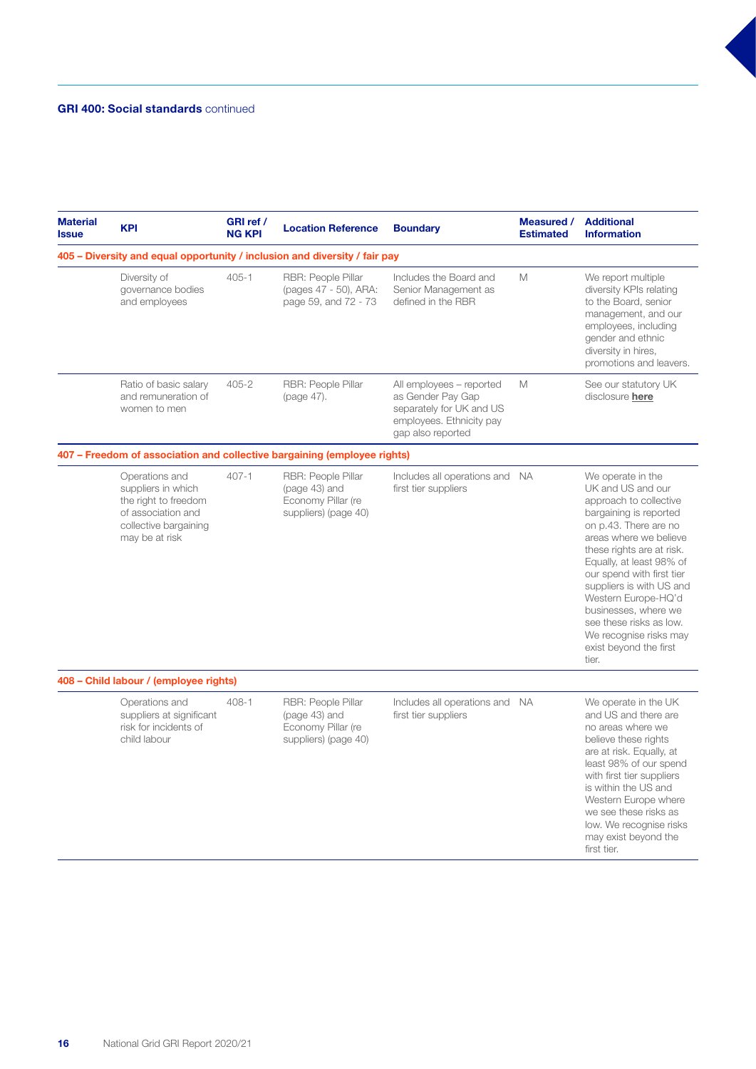**GRI 400: Social standards** continued

| Material Issue | KPI | GRI ref / NG KPI | Location Reference | Boundary | Measured / Estimated | Additional Information |
|---|---|---|---|---|---|---|
| **405 – Diversity and equal opportunity / inclusion and diversity / fair pay** | | | | | | |
| | Diversity of governance bodies and employees | 405-1 | RBR: People Pillar (pages 47 - 50), ARA: page 59, and 72 - 73 | Includes the Board and Senior Management as defined in the RBR | M | We report multiple diversity KPIs relating to the Board, senior management, and our employees, including gender and ethnic diversity in hires, promotions and leavers. |
| | Ratio of basic salary and remuneration of women to men | 405-2 | RBR: People Pillar (page 47). | All employees – reported as Gender Pay Gap separately for UK and US employees. Ethnicity pay gap also reported | M | See our statutory UK disclosure **here** |
| **407 – Freedom of association and collective bargaining (employee rights)** | | | | | | |
| | Operations and suppliers in which the right to freedom of association and collective bargaining may be at risk | 407-1 | RBR: People Pillar (page 43) and Economy Pillar (re suppliers) (page 40) | Includes all operations and first tier suppliers | NA | We operate in the UK and US and our approach to collective bargaining is reported on p.43. There are no areas where we believe these rights are at risk. Equally, at least 98% of our spend with first tier suppliers is with US and Western Europe-HQ'd businesses, where we see these risks as low. We recognise risks may exist beyond the first tier. |
| **408 – Child labour / (employee rights)** | | | | | | |
| | Operations and suppliers at significant risk for incidents of child labour | 408-1 | RBR: People Pillar (page 43) and Economy Pillar (re suppliers) (page 40) | Includes all operations and first tier suppliers | NA | We operate in the UK and US and there are no areas where we believe these rights are at risk. Equally, at least 98% of our spend with first tier suppliers is within the US and Western Europe where we see these risks as low. We recognise risks may exist beyond the first tier. |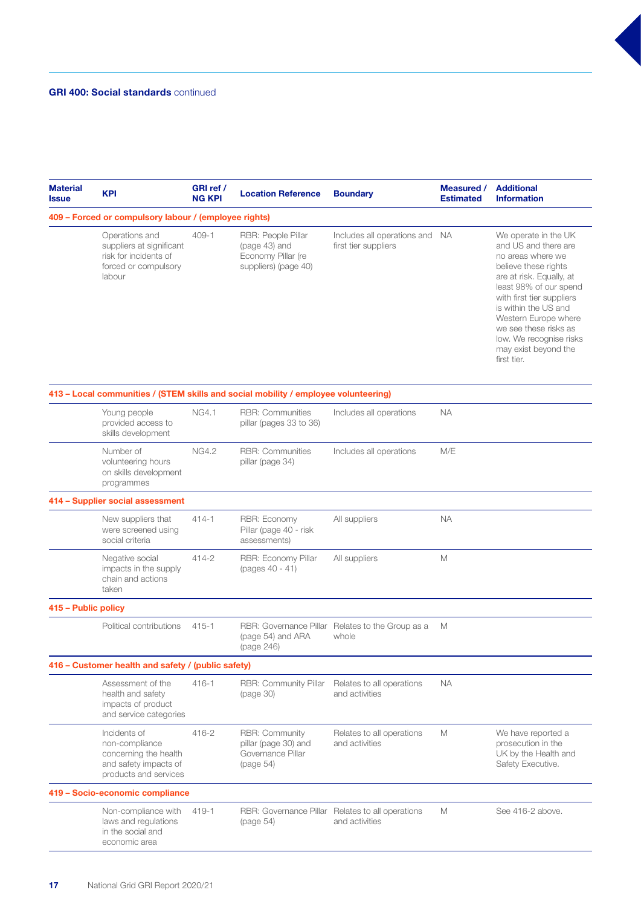**GRI 400: Social standards** continued

| Material Issue | KPI | GRI ref / NG KPI | Location Reference | Boundary | Measured / Estimated | Additional Information |
|---|---|---|---|---|---|---|
| **409 – Forced or compulsory labour / (employee rights)** | | | | | | |
| | Operations and suppliers at significant risk for incidents of forced or compulsory labour | 409-1 | RBR: People Pillar (page 43) and Economy Pillar (re suppliers) (page 40) | Includes all operations and first tier suppliers | NA | We operate in the UK and US and there are no areas where we believe these rights are at risk. Equally, at least 98% of our spend with first tier suppliers is within the US and Western Europe where we see these risks as low. We recognise risks may exist beyond the first tier. |
| **413 – Local communities / (STEM skills and social mobility / employee volunteering)** | | | | | | |
| | Young people provided access to skills development | NG4.1 | RBR: Communities pillar (pages 33 to 36) | Includes all operations | NA | |
| | Number of volunteering hours on skills development programmes | NG4.2 | RBR: Communities pillar (page 34) | Includes all operations | M/E | |
| **414 – Supplier social assessment** | | | | | | |
| | New suppliers that were screened using social criteria | 414-1 | RBR: Economy Pillar (page 40 - risk assessments) | All suppliers | NA | |
| | Negative social impacts in the supply chain and actions taken | 414-2 | RBR: Economy Pillar (pages 40 - 41) | All suppliers | M | |
| **415 – Public policy** | | | | | | |
| | Political contributions | 415-1 | RBR: Governance Pillar (page 54) and ARA (page 246) | Relates to the Group as a whole | M | |
| **416 – Customer health and safety / (public safety)** | | | | | | |
| | Assessment of the health and safety impacts of product and service categories | 416-1 | RBR: Community Pillar (page 30) | Relates to all operations and activities | NA | |
| | Incidents of non-compliance concerning the health and safety impacts of products and services | 416-2 | RBR: Community pillar (page 30) and Governance Pillar (page 54) | Relates to all operations and activities | M | We have reported a prosecution in the UK by the Health and Safety Executive. |
| **419 – Socio-economic compliance** | | | | | | |
| | Non-compliance with laws and regulations in the social and economic area | 419-1 | RBR: Governance Pillar (page 54) | Relates to all operations and activities | M | See 416-2 above. |

National Grid GRI Report 2020/21